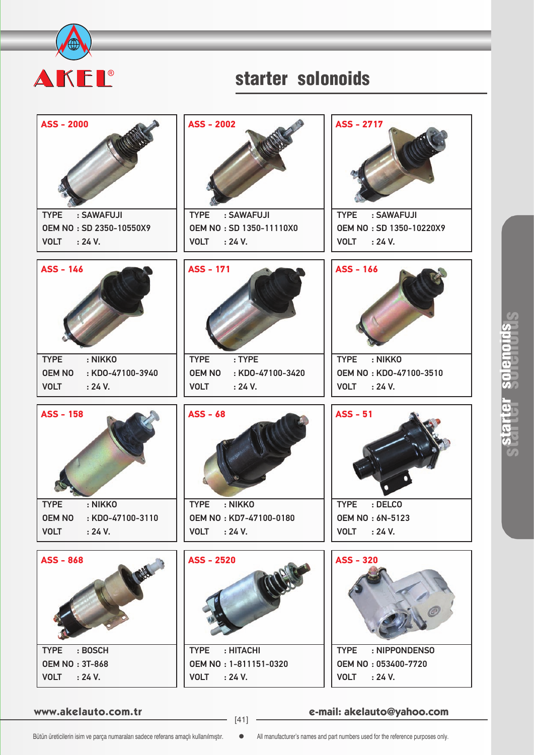AKEL®

# starter solonoids

## ASS - 2000

TYPE : SAWAFUJI
OEM NO : SD 2350-10550X9
VOLT : 24 V.

## ASS - 2002

TYPE : SAWAFUJI
OEM NO : SD 1350-11110X0
VOLT : 24 V.

## ASS - 2717

TYPE : SAWAFUJI
OEM NO : SD 1350-10220X9
VOLT : 24 V.

## ASS - 146

TYPE : NIKKO
OEM NO : KDO-47100-3940
VOLT : 24 V.

## ASS - 171

TYPE : TYPE
OEM NO : KDO-47100-3420
VOLT : 24 V.

## ASS - 166

TYPE : NIKKO
OEM NO : KDO-47100-3510
VOLT : 24 V.

## ASS - 158

TYPE : NIKKO
OEM NO : KDO-47100-3110
VOLT : 24 V.

## ASS - 68

TYPE : NIKKO
OEM NO : KD7-47100-0180
VOLT : 24 V.

## ASS - 51

TYPE : DELCO
OEM NO : 6N-5123
VOLT : 24 V.

## ASS - 868

TYPE : BOSCH
OEM NO : 3T-868
VOLT : 24 V.

## ASS - 2520

TYPE : HITACHI
OEM NO : 1-811151-0320
VOLT : 24 V.

## ASS - 320

TYPE : NIPPONDENSO
OEM NO : 053400-7720
VOLT : 24 V.

www.akelauto.com.tr e-mail: akelauto@yahoo.com

Bütün üreticilerin isim ve parça numaraları sadece referans amaçlı kullanılmıştır. ● All manufacturer's names and part numbers used for the reference purposes only.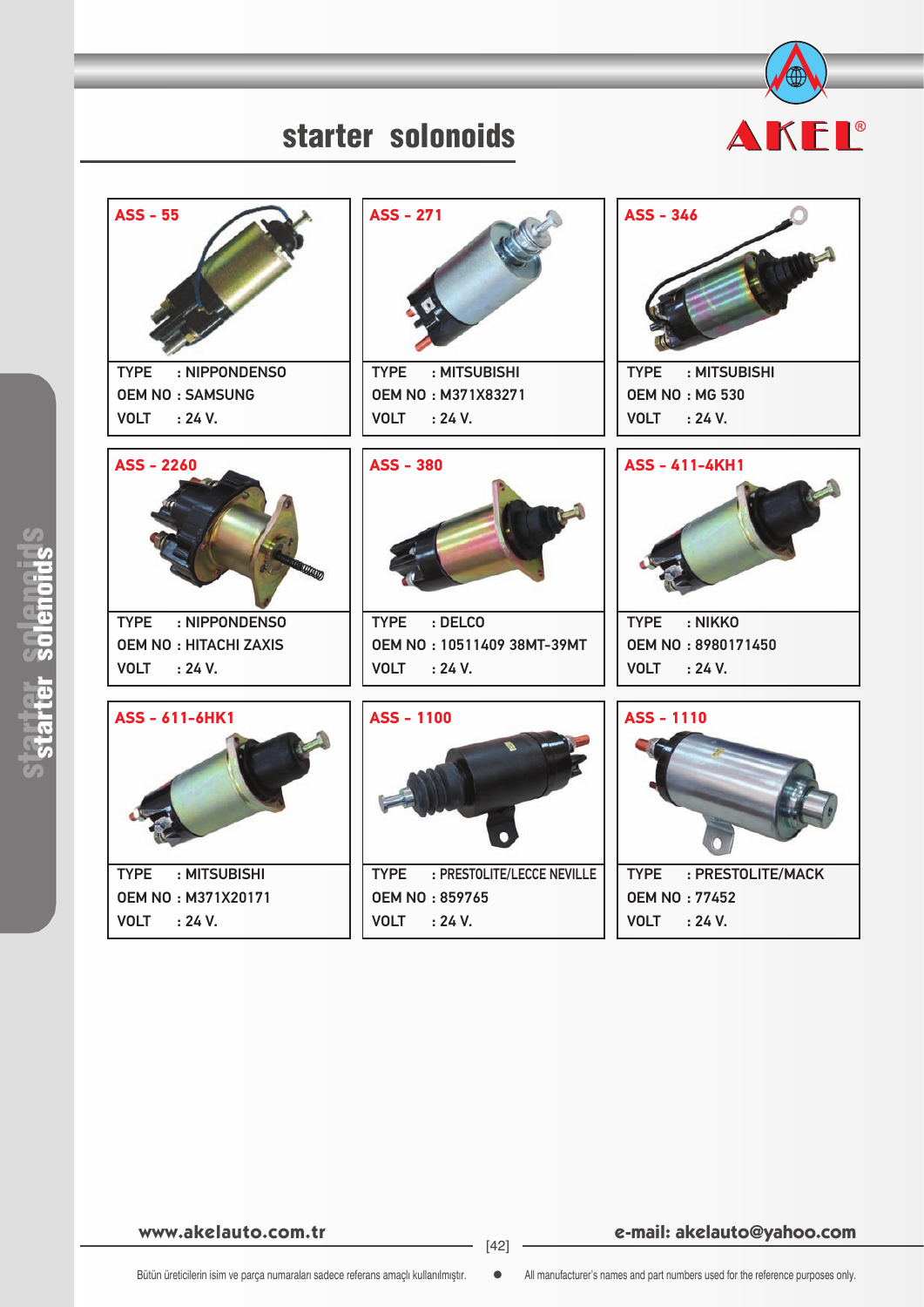# starter solonoids

AKEL®

## ASS - 55

TYPE : NIPPONDENSO
OEM NO : SAMSUNG
VOLT : 24 V.

## ASS - 271

TYPE : MITSUBISHI
OEM NO : M371X83271
VOLT : 24 V.

## ASS - 346

TYPE : MITSUBISHI
OEM NO : MG 530
VOLT : 24 V.

## ASS - 2260

TYPE : NIPPONDENSO
OEM NO : HITACHI ZAXIS
VOLT : 24 V.

## ASS - 380

TYPE : DELCO
OEM NO : 10511409 38MT-39MT
VOLT : 24 V.

## ASS - 411-4KH1

TYPE : NIKKO
OEM NO : 8980171450
VOLT : 24 V.

## ASS - 611-6HK1

TYPE : MITSUBISHI
OEM NO : M371X20171
VOLT : 24 V.

## ASS - 1100

TYPE : PRESTOLITE/LECCE NEVILLE
OEM NO : 859765
VOLT : 24 V.

## ASS - 1110

TYPE : PRESTOLITE/MACK
OEM NO : 77452
VOLT : 24 V.

www.akelauto.com.tr

e-mail: akelauto@yahoo.com

Bütün üreticilerin isim ve parça numaraları sadece referans amaçlı kullanılmıştır. • All manufacturer's names and part numbers used for the reference purposes only.